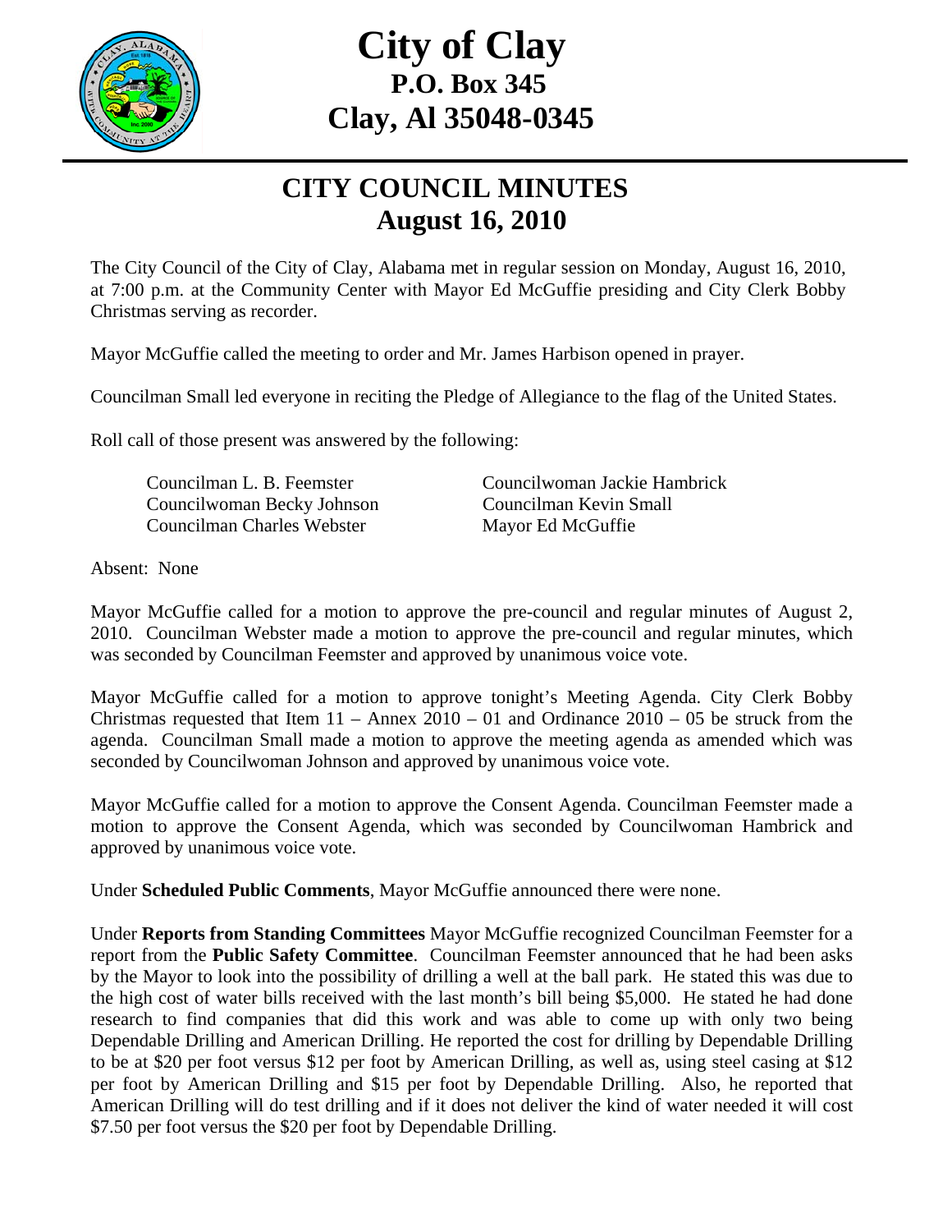# City of Clay
## P.O. Box 345
## Clay, Al 35048-0345

# CITY COUNCIL MINUTES
## August 16, 2010

The City Council of the City of Clay, Alabama met in regular session on Monday, August 16, 2010, at 7:00 p.m. at the Community Center with Mayor Ed McGuffie presiding and City Clerk Bobby Christmas serving as recorder.

Mayor McGuffie called the meeting to order and Mr. James Harbison opened in prayer.

Councilman Small led everyone in reciting the Pledge of Allegiance to the flag of the United States.

Roll call of those present was answered by the following:

Councilman L. B. Feemster
Councilwoman Jackie Hambrick
Councilwoman Becky Johnson
Councilman Kevin Small
Councilman Charles Webster
Mayor Ed McGuffie

Absent: None

Mayor McGuffie called for a motion to approve the pre-council and regular minutes of August 2, 2010. Councilman Webster made a motion to approve the pre-council and regular minutes, which was seconded by Councilman Feemster and approved by unanimous voice vote.

Mayor McGuffie called for a motion to approve tonight's Meeting Agenda. City Clerk Bobby Christmas requested that Item 11 – Annex 2010 – 01 and Ordinance 2010 – 05 be struck from the agenda. Councilman Small made a motion to approve the meeting agenda as amended which was seconded by Councilwoman Johnson and approved by unanimous voice vote.

Mayor McGuffie called for a motion to approve the Consent Agenda. Councilman Feemster made a motion to approve the Consent Agenda, which was seconded by Councilwoman Hambrick and approved by unanimous voice vote.

Under **Scheduled Public Comments**, Mayor McGuffie announced there were none.

Under **Reports from Standing Committees** Mayor McGuffie recognized Councilman Feemster for a report from the **Public Safety Committee**. Councilman Feemster announced that he had been asks by the Mayor to look into the possibility of drilling a well at the ball park. He stated this was due to the high cost of water bills received with the last month's bill being $5,000. He stated he had done research to find companies that did this work and was able to come up with only two being Dependable Drilling and American Drilling. He reported the cost for drilling by Dependable Drilling to be at $20 per foot versus $12 per foot by American Drilling, as well as, using steel casing at $12 per foot by American Drilling and $15 per foot by Dependable Drilling. Also, he reported that American Drilling will do test drilling and if it does not deliver the kind of water needed it will cost $7.50 per foot versus the $20 per foot by Dependable Drilling.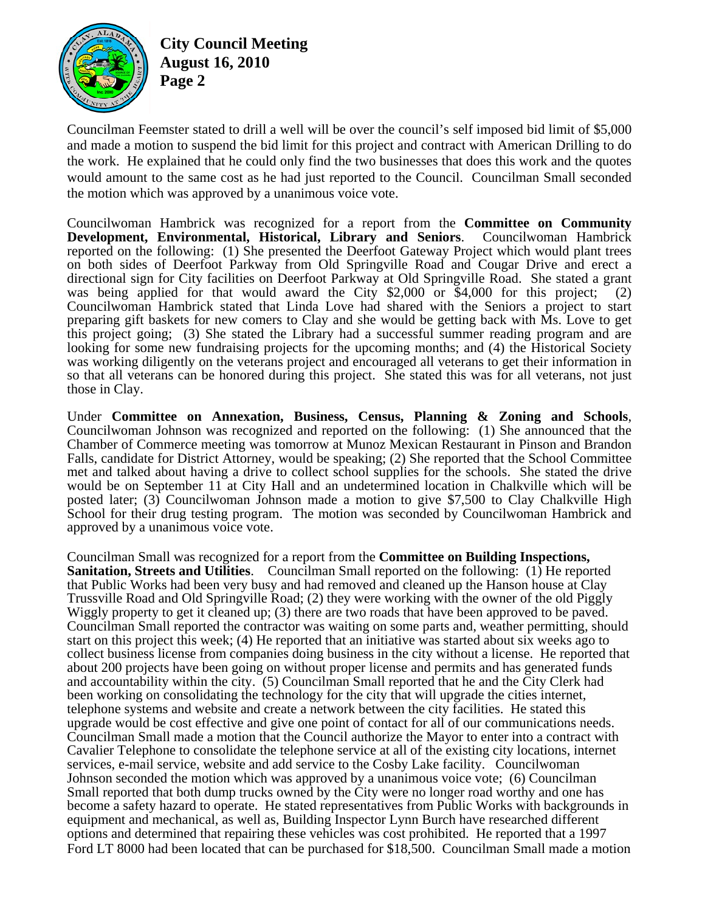Councilman Feemster stated to drill a well will be over the council's self imposed bid limit of $5,000 and made a motion to suspend the bid limit for this project and contract with American Drilling to do the work. He explained that he could only find the two businesses that does this work and the quotes would amount to the same cost as he had just reported to the Council. Councilman Small seconded the motion which was approved by a unanimous voice vote.

Councilwoman Hambrick was recognized for a report from the **Committee on Community Development, Environmental, Historical, Library and Seniors**. Councilwoman Hambrick reported on the following: (1) She presented the Deerfoot Gateway Project which would plant trees on both sides of Deerfoot Parkway from Old Springville Road and Cougar Drive and erect a directional sign for City facilities on Deerfoot Parkway at Old Springville Road. She stated a grant was being applied for that would award the City $2,000 or $4,000 for this project; (2) Councilwoman Hambrick stated that Linda Love had shared with the Seniors a project to start preparing gift baskets for new comers to Clay and she would be getting back with Ms. Love to get this project going; (3) She stated the Library had a successful summer reading program and are looking for some new fundraising projects for the upcoming months; and (4) the Historical Society was working diligently on the veterans project and encouraged all veterans to get their information in so that all veterans can be honored during this project. She stated this was for all veterans, not just those in Clay.

Under **Committee on Annexation, Business, Census, Planning & Zoning and Schools**, Councilwoman Johnson was recognized and reported on the following: (1) She announced that the Chamber of Commerce meeting was tomorrow at Munoz Mexican Restaurant in Pinson and Brandon Falls, candidate for District Attorney, would be speaking; (2) She reported that the School Committee met and talked about having a drive to collect school supplies for the schools. She stated the drive would be on September 11 at City Hall and an undetermined location in Chalkville which will be posted later; (3) Councilwoman Johnson made a motion to give $7,500 to Clay Chalkville High School for their drug testing program. The motion was seconded by Councilwoman Hambrick and approved by a unanimous voice vote.

Councilman Small was recognized for a report from the **Committee on Building Inspections, Sanitation, Streets and Utilities**. Councilman Small reported on the following: (1) He reported that Public Works had been very busy and had removed and cleaned up the Hanson house at Clay Trussville Road and Old Springville Road; (2) they were working with the owner of the old Piggly Wiggly property to get it cleaned up; (3) there are two roads that have been approved to be paved. Councilman Small reported the contractor was waiting on some parts and, weather permitting, should start on this project this week; (4) He reported that an initiative was started about six weeks ago to collect business license from companies doing business in the city without a license. He reported that about 200 projects have been going on without proper license and permits and has generated funds and accountability within the city. (5) Councilman Small reported that he and the City Clerk had been working on consolidating the technology for the city that will upgrade the cities internet, telephone systems and website and create a network between the city facilities. He stated this upgrade would be cost effective and give one point of contact for all of our communications needs. Councilman Small made a motion that the Council authorize the Mayor to enter into a contract with Cavalier Telephone to consolidate the telephone service at all of the existing city locations, internet services, e-mail service, website and add service to the Cosby Lake facility. Councilwoman Johnson seconded the motion which was approved by a unanimous voice vote; (6) Councilman Small reported that both dump trucks owned by the City were no longer road worthy and one has become a safety hazard to operate. He stated representatives from Public Works with backgrounds in equipment and mechanical, as well as, Building Inspector Lynn Burch have researched different options and determined that repairing these vehicles was cost prohibited. He reported that a 1997 Ford LT 8000 had been located that can be purchased for $18,500. Councilman Small made a motion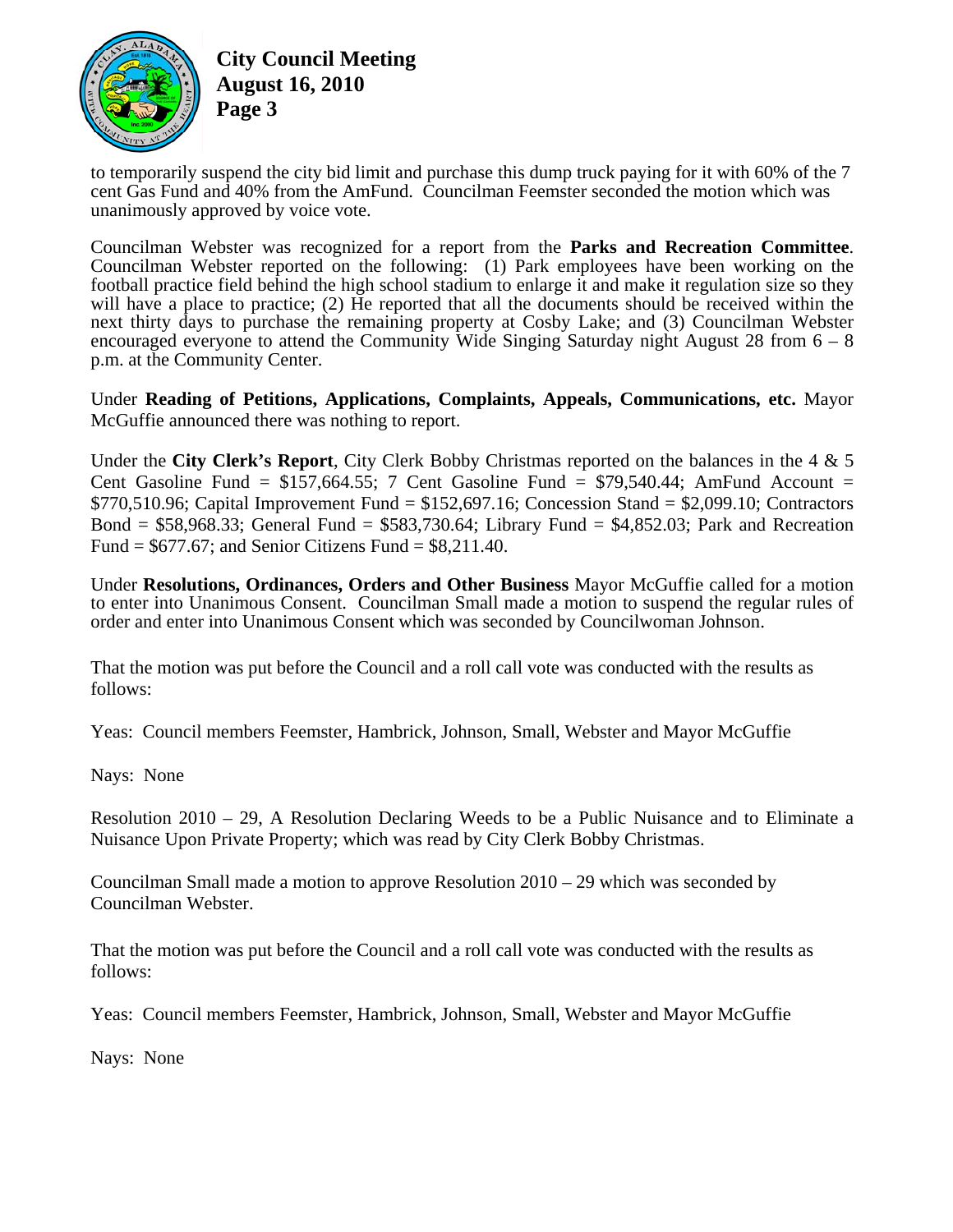to temporarily suspend the city bid limit and purchase this dump truck paying for it with 60% of the 7 cent Gas Fund and 40% from the AmFund. Councilman Feemster seconded the motion which was unanimously approved by voice vote.

Councilman Webster was recognized for a report from the **Parks and Recreation Committee**. Councilman Webster reported on the following: (1) Park employees have been working on the football practice field behind the high school stadium to enlarge it and make it regulation size so they will have a place to practice; (2) He reported that all the documents should be received within the next thirty days to purchase the remaining property at Cosby Lake; and (3) Councilman Webster encouraged everyone to attend the Community Wide Singing Saturday night August 28 from 6 – 8 p.m. at the Community Center.

Under **Reading of Petitions, Applications, Complaints, Appeals, Communications, etc.** Mayor McGuffie announced there was nothing to report.

Under the **City Clerk's Report**, City Clerk Bobby Christmas reported on the balances in the 4 & 5 Cent Gasoline Fund = $157,664.55; 7 Cent Gasoline Fund = $79,540.44; AmFund Account = $770,510.96; Capital Improvement Fund = $152,697.16; Concession Stand = $2,099.10; Contractors Bond = $58,968.33; General Fund = $583,730.64; Library Fund = $4,852.03; Park and Recreation Fund = $677.67; and Senior Citizens Fund = $8,211.40.

Under **Resolutions, Ordinances, Orders and Other Business** Mayor McGuffie called for a motion to enter into Unanimous Consent. Councilman Small made a motion to suspend the regular rules of order and enter into Unanimous Consent which was seconded by Councilwoman Johnson.

That the motion was put before the Council and a roll call vote was conducted with the results as follows:

Yeas: Council members Feemster, Hambrick, Johnson, Small, Webster and Mayor McGuffie

Nays: None

Resolution 2010 – 29, A Resolution Declaring Weeds to be a Public Nuisance and to Eliminate a Nuisance Upon Private Property; which was read by City Clerk Bobby Christmas.

Councilman Small made a motion to approve Resolution 2010 – 29 which was seconded by Councilman Webster.

That the motion was put before the Council and a roll call vote was conducted with the results as follows:

Yeas: Council members Feemster, Hambrick, Johnson, Small, Webster and Mayor McGuffie

Nays: None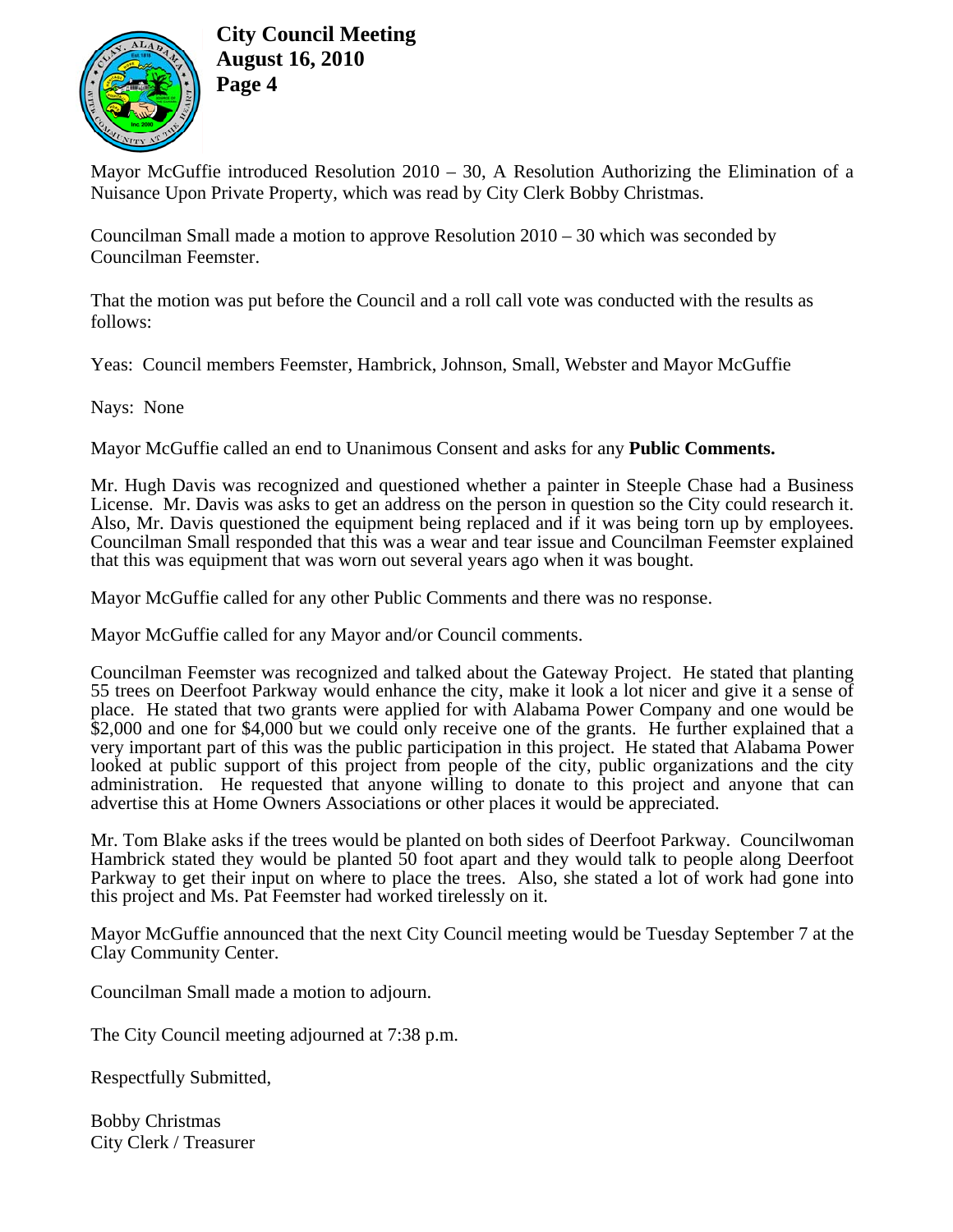Mayor McGuffie introduced Resolution 2010 – 30, A Resolution Authorizing the Elimination of a Nuisance Upon Private Property, which was read by City Clerk Bobby Christmas.

Councilman Small made a motion to approve Resolution 2010 – 30 which was seconded by Councilman Feemster.

That the motion was put before the Council and a roll call vote was conducted with the results as follows:

Yeas: Council members Feemster, Hambrick, Johnson, Small, Webster and Mayor McGuffie

Nays: None

Mayor McGuffie called an end to Unanimous Consent and asks for any **Public Comments.**

Mr. Hugh Davis was recognized and questioned whether a painter in Steeple Chase had a Business License. Mr. Davis was asks to get an address on the person in question so the City could research it. Also, Mr. Davis questioned the equipment being replaced and if it was being torn up by employees. Councilman Small responded that this was a wear and tear issue and Councilman Feemster explained that this was equipment that was worn out several years ago when it was bought.

Mayor McGuffie called for any other Public Comments and there was no response.

Mayor McGuffie called for any Mayor and/or Council comments.

Councilman Feemster was recognized and talked about the Gateway Project. He stated that planting 55 trees on Deerfoot Parkway would enhance the city, make it look a lot nicer and give it a sense of place. He stated that two grants were applied for with Alabama Power Company and one would be $2,000 and one for $4,000 but we could only receive one of the grants. He further explained that a very important part of this was the public participation in this project. He stated that Alabama Power looked at public support of this project from people of the city, public organizations and the city administration. He requested that anyone willing to donate to this project and anyone that can advertise this at Home Owners Associations or other places it would be appreciated.

Mr. Tom Blake asks if the trees would be planted on both sides of Deerfoot Parkway. Councilwoman Hambrick stated they would be planted 50 foot apart and they would talk to people along Deerfoot Parkway to get their input on where to place the trees. Also, she stated a lot of work had gone into this project and Ms. Pat Feemster had worked tirelessly on it.

Mayor McGuffie announced that the next City Council meeting would be Tuesday September 7 at the Clay Community Center.

Councilman Small made a motion to adjourn.

The City Council meeting adjourned at 7:38 p.m.

Respectfully Submitted,

Bobby Christmas
City Clerk / Treasurer